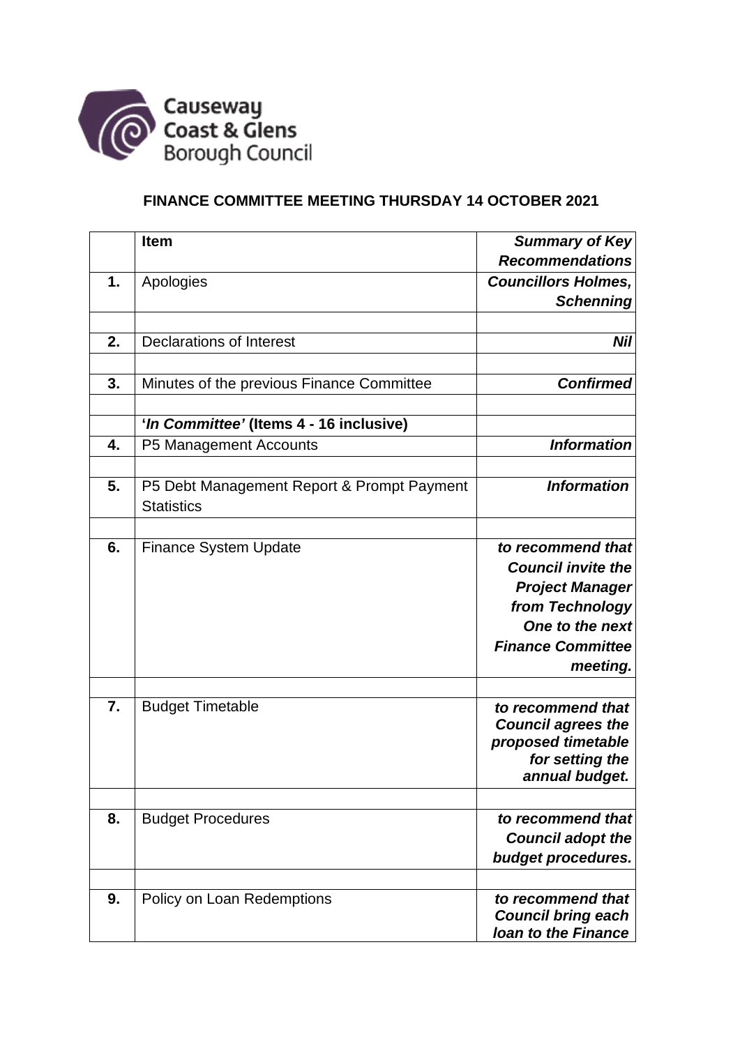Causeway Coast & Glens Borough Council

## FINANCE COMMITTEE MEETING THURSDAY 14 OCTOBER 2021

| | Item | *Summary of Key Recommendations* |
|---|---|---|
| **1.** | Apologies | ***Councillors Holmes, Schenning*** |
| | | |
| **2.** | Declarations of Interest | ***Nil*** |
| | | |
| **3.** | Minutes of the previous Finance Committee | ***Confirmed*** |
| | | |
| | **'*In Committee'* (Items 4 - 16 inclusive)** | |
| **4.** | P5 Management Accounts | ***Information*** |
| | | |
| **5.** | P5 Debt Management Report & Prompt Payment Statistics | ***Information*** |
| | | |
| **6.** | Finance System Update | ***to recommend that Council invite the Project Manager from Technology One to the next Finance Committee meeting.*** |
| | | |
| **7.** | Budget Timetable | ***to recommend that Council agrees the proposed timetable for setting the annual budget.*** |
| | | |
| **8.** | Budget Procedures | ***to recommend that Council adopt the budget procedures.*** |
| | | |
| **9.** | Policy on Loan Redemptions | ***to recommend that Council bring each loan to the Finance*** |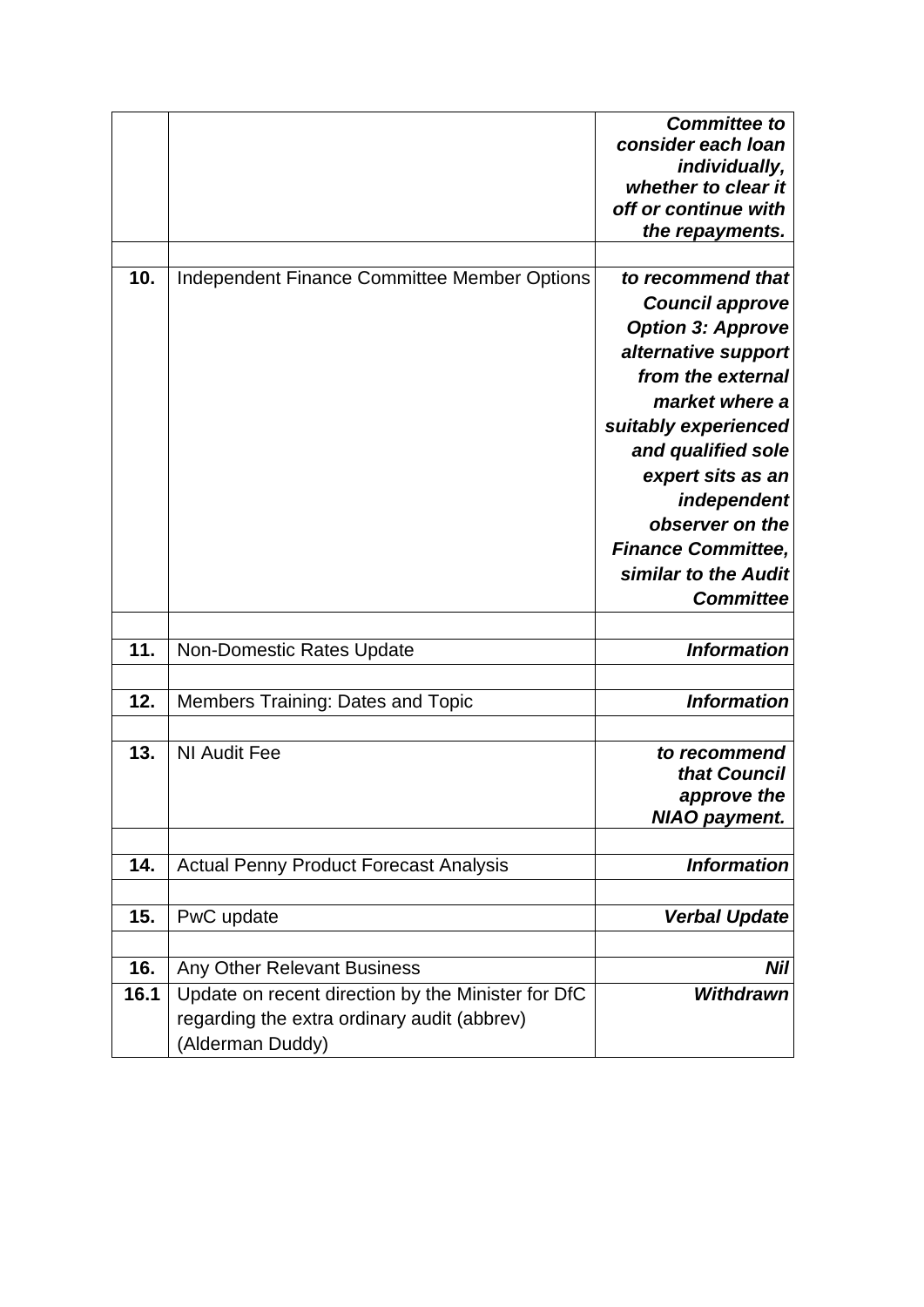| | | |
|---|---|---|
| | | ***Committee to consider each loan individually, whether to clear it off or continue with the repayments.*** |
| | | |
| **10.** | Independent Finance Committee Member Options | ***to recommend that Council approve Option 3: Approve alternative support from the external market where a suitably experienced and qualified sole expert sits as an independent observer on the Finance Committee, similar to the Audit Committee*** |
| | | |
| **11.** | Non-Domestic Rates Update | ***Information*** |
| | | |
| **12.** | Members Training: Dates and Topic | ***Information*** |
| | | |
| **13.** | NI Audit Fee | ***to recommend that Council approve the NIAO payment.*** |
| | | |
| **14.** | Actual Penny Product Forecast Analysis | ***Information*** |
| | | |
| **15.** | PwC update | ***Verbal Update*** |
| | | |
| **16.** | Any Other Relevant Business | ***Nil*** |
| **16.1** | Update on recent direction by the Minister for DfC regarding the extra ordinary audit (abbrev) (Alderman Duddy) | ***Withdrawn*** |